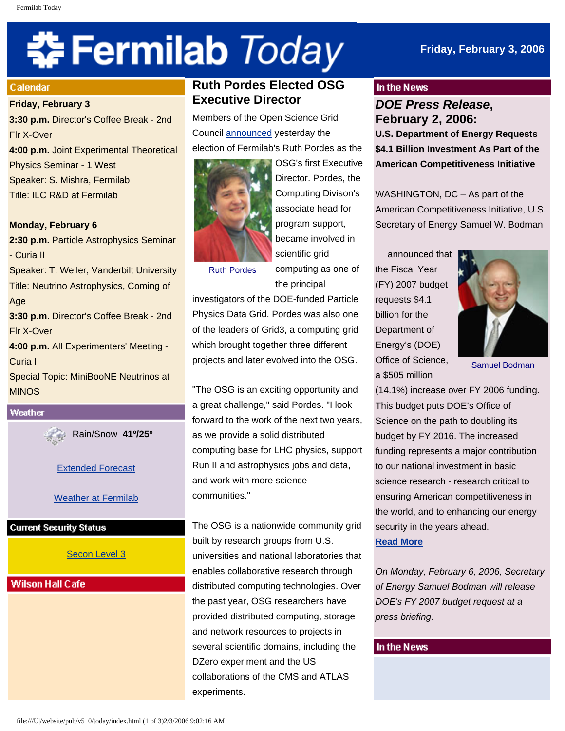# Fermilab Today

**Friday, February 3, 2006**

## Calendar

**Friday, February 3**

**3:30 p.m.** Director's Coffee Break - 2nd Flr X-Over

**4:00 p.m.** Joint Experimental Theoretical Physics Seminar - 1 West
Speaker: S. Mishra, Fermilab
Title: ILC R&D at Fermilab

**Monday, February 6**

**2:30 p.m.** Particle Astrophysics Seminar - Curia II
Speaker: T. Weiler, Vanderbilt University
Title: Neutrino Astrophysics, Coming of Age

**3:30 p.m**. Director's Coffee Break - 2nd Flr X-Over

**4:00 p.m.** All Experimenters' Meeting - Curia II
Special Topic: MiniBooNE Neutrinos at MINOS

## Weather

Rain/Snow **41º/25º**

Extended Forecast

Weather at Fermilab

## Current Security Status

Secon Level 3

## Wilson Hall Cafe

## Ruth Pordes Elected OSG Executive Director

Members of the Open Science Grid Council announced yesterday the election of Fermilab's Ruth Pordes as the OSG's first Executive Director. Pordes, the Computing Divison's associate head for program support, became involved in scientific grid computing as one of the principal investigators of the DOE-funded Particle Physics Data Grid. Pordes was also one of the leaders of Grid3, a computing grid which brought together three different projects and later evolved into the OSG.

Ruth Pordes

"The OSG is an exciting opportunity and a great challenge," said Pordes. "I look forward to the work of the next two years, as we provide a solid distributed computing base for LHC physics, support Run II and astrophysics jobs and data, and work with more science communities."

The OSG is a nationwide community grid built by research groups from U.S. universities and national laboratories that enables collaborative research through distributed computing technologies. Over the past year, OSG researchers have provided distributed computing, storage and network resources to projects in several scientific domains, including the DZero experiment and the US collaborations of the CMS and ATLAS experiments.

## In the News

### *DOE Press Release*, February 2, 2006:

**U.S. Department of Energy Requests $4.1 Billion Investment As Part of the American Competitiveness Initiative**

WASHINGTON, DC – As part of the American Competitiveness Initiative, U.S. Secretary of Energy Samuel W. Bodman announced that the Fiscal Year (FY) 2007 budget requests $4.1 billion for the Department of Energy's (DOE) Office of Science, a $505 million (14.1%) increase over FY 2006 funding. This budget puts DOE's Office of Science on the path to doubling its budget by FY 2016. The increased funding represents a major contribution to our national investment in basic science research - research critical to ensuring American competitiveness in the world, and to enhancing our energy security in the years ahead.

Samuel Bodman

**Read More**

*On Monday, February 6, 2006, Secretary of Energy Samuel Bodman will release DOE's FY 2007 budget request at a press briefing.*

## In the News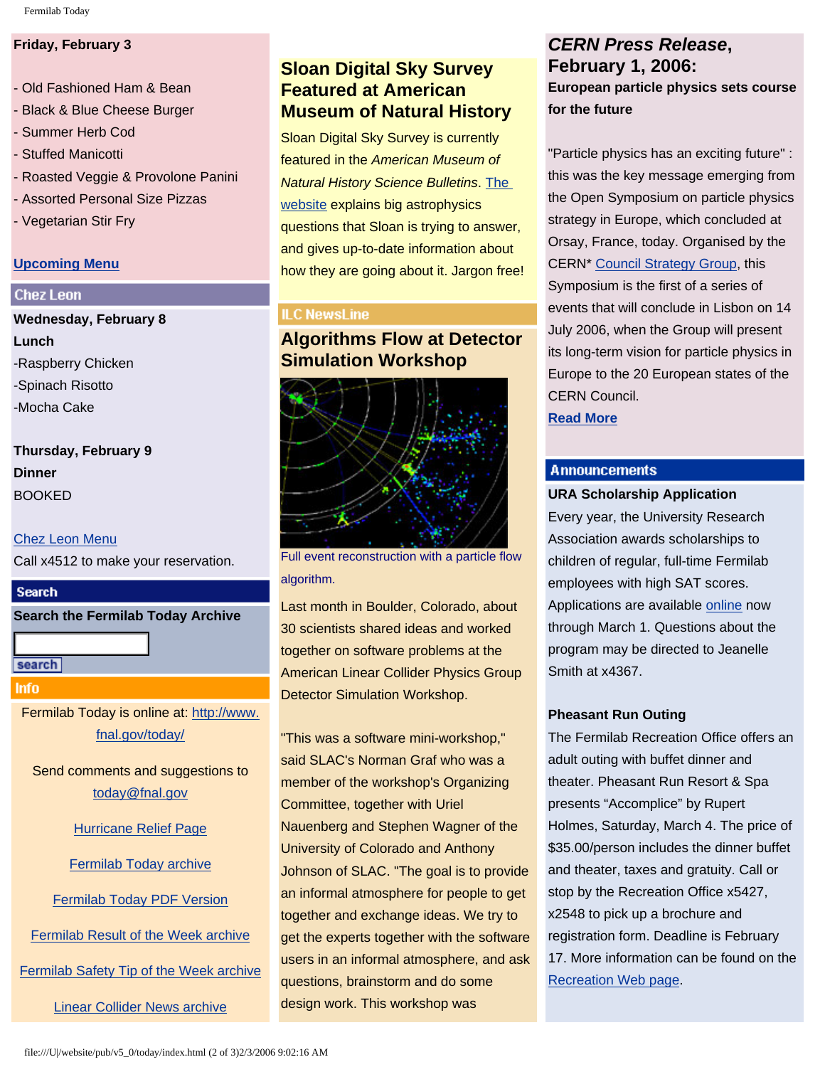**Friday, February 3**

- Old Fashioned Ham & Bean
- Black & Blue Cheese Burger
- Summer Herb Cod
- Stuffed Manicotti
- Roasted Veggie & Provolone Panini
- Assorted Personal Size Pizzas
- Vegetarian Stir Fry

**Upcoming Menu**

## Chez Leon

**Wednesday, February 8**
**Lunch**
-Raspberry Chicken
-Spinach Risotto
-Mocha Cake

**Thursday, February 9**
**Dinner**
BOOKED

Chez Leon Menu
Call x4512 to make your reservation.

## Search

**Search the Fermilab Today Archive**

search

## Info

Fermilab Today is online at: http://www.fnal.gov/today/

Send comments and suggestions to today@fnal.gov

Hurricane Relief Page

Fermilab Today archive

Fermilab Today PDF Version

Fermilab Result of the Week archive

Fermilab Safety Tip of the Week archive

Linear Collider News archive

## Sloan Digital Sky Survey Featured at American Museum of Natural History

Sloan Digital Sky Survey is currently featured in the *American Museum of Natural History Science Bulletins*. The website explains big astrophysics questions that Sloan is trying to answer, and gives up-to-date information about how they are going about it. Jargon free!

## ILC NewsLine

## Algorithms Flow at Detector Simulation Workshop

Full event reconstruction with a particle flow algorithm.

Last month in Boulder, Colorado, about 30 scientists shared ideas and worked together on software problems at the American Linear Collider Physics Group Detector Simulation Workshop.

"This was a software mini-workshop," said SLAC's Norman Graf who was a member of the workshop's Organizing Committee, together with Uriel Nauenberg and Stephen Wagner of the University of Colorado and Anthony Johnson of SLAC. "The goal is to provide an informal atmosphere for people to get together and exchange ideas. We try to get the experts together with the software users in an informal atmosphere, and ask questions, brainstorm and do some design work. This workshop was

## *CERN Press Release*, February 1, 2006:

**European particle physics sets course for the future**

"Particle physics has an exciting future" : this was the key message emerging from the Open Symposium on particle physics strategy in Europe, which concluded at Orsay, France, today. Organised by the CERN* Council Strategy Group, this Symposium is the first of a series of events that will conclude in Lisbon on 14 July 2006, when the Group will present its long-term vision for particle physics in Europe to the 20 European states of the CERN Council.

**Read More**

## Announcements

**URA Scholarship Application**
Every year, the University Research Association awards scholarships to children of regular, full-time Fermilab employees with high SAT scores. Applications are available online now through March 1. Questions about the program may be directed to Jeanelle Smith at x4367.

**Pheasant Run Outing**
The Fermilab Recreation Office offers an adult outing with buffet dinner and theater. Pheasant Run Resort & Spa presents “Accomplice” by Rupert Holmes, Saturday, March 4. The price of $35.00/person includes the dinner buffet and theater, taxes and gratuity. Call or stop by the Recreation Office x5427, x2548 to pick up a brochure and registration form. Deadline is February 17. More information can be found on the Recreation Web page.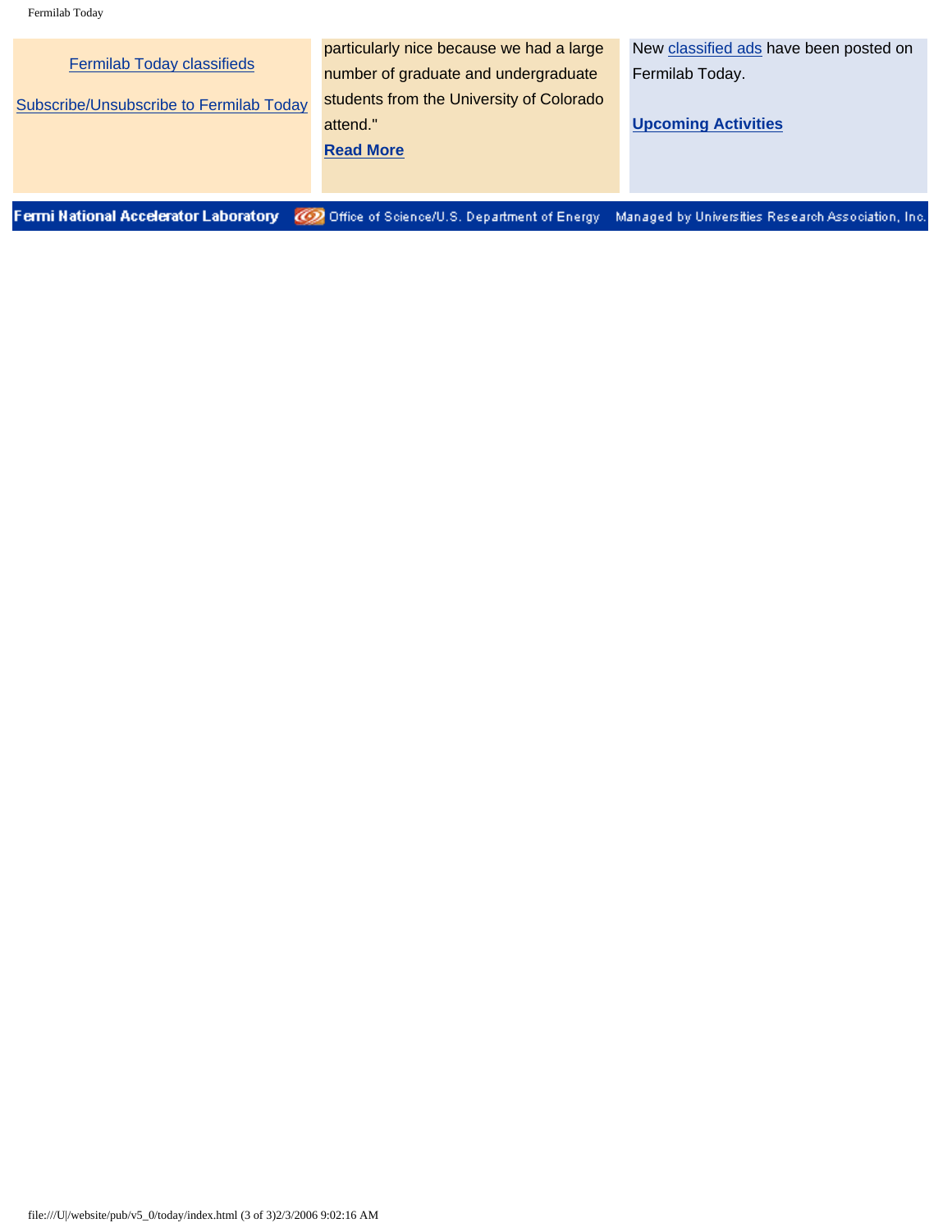Fermilab Today classifieds

Subscribe/Unsubscribe to Fermilab Today

particularly nice because we had a large number of graduate and undergraduate students from the University of Colorado attend."

**Read More**

New classified ads have been posted on Fermilab Today.

**Upcoming Activities**

Fermi National Accelerator Laboratory Office of Science/U.S. Department of Energy Managed by Universities Research Association, Inc.